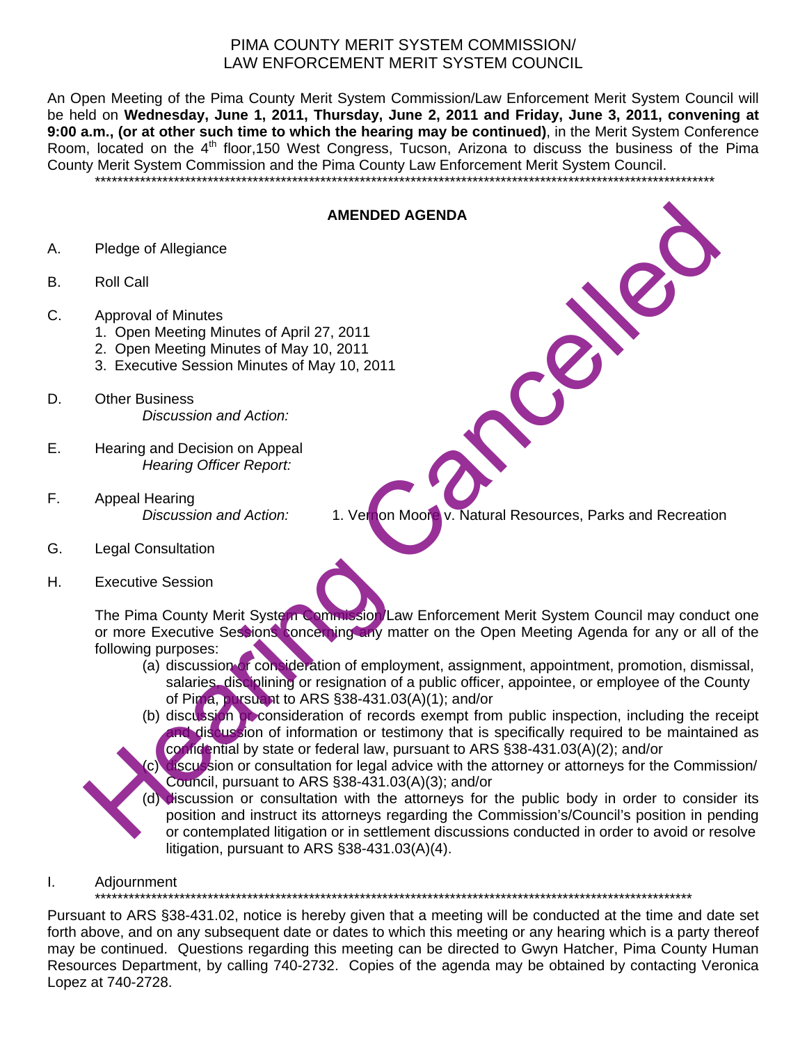# PIMA COUNTY MERIT SYSTEM COMMISSION/
# LAW ENFORCEMENT MERIT SYSTEM COUNCIL

An Open Meeting of the Pima County Merit System Commission/Law Enforcement Merit System Council will be held on **Wednesday, June 1, 2011, Thursday, June 2, 2011 and Friday, June 3, 2011, convening at 9:00 a.m., (or at other such time to which the hearing may be continued)**, in the Merit System Conference Room, located on the 4th floor,150 West Congress, Tucson, Arizona to discuss the business of the Pima County Merit System Commission and the Pima County Law Enforcement Merit System Council.

\*\*\*\*\*\*\*\*\*\*\*\*\*\*\*\*\*\*\*\*\*\*\*\*\*\*\*\*\*\*\*\*\*\*\*\*\*\*\*\*\*\*\*\*\*\*\*\*\*\*\*\*\*\*\*\*\*\*\*\*\*\*\*\*\*\*\*\*\*\*\*\*\*\*\*\*\*\*\*\*\*\*\*\*\*\*\*\*\*\*\*\*\*\*\*\*\*\*\*\*\*\*\*\*\*\*\*\*\*\*\*\*

Hearing Cancelled

## AMENDED AGENDA

A. Pledge of Allegiance

B. Roll Call

C. Approval of Minutes
   1. Open Meeting Minutes of April 27, 2011
   2. Open Meeting Minutes of May 10, 2011
   3. Executive Session Minutes of May 10, 2011

D. Other Business
   *Discussion and Action:*

E. Hearing and Decision on Appeal
   *Hearing Officer Report:*

F. Appeal Hearing
   *Discussion and Action:* 1. Vernon Moore v. Natural Resources, Parks and Recreation

G. Legal Consultation

H. Executive Session

   The Pima County Merit System Commission/Law Enforcement Merit System Council may conduct one or more Executive Sessions concerning any matter on the Open Meeting Agenda for any or all of the following purposes:

   (a) discussion or consideration of employment, assignment, appointment, promotion, dismissal, salaries, disciplining or resignation of a public officer, appointee, or employee of the County of Pima, pursuant to ARS §38-431.03(A)(1); and/or

   (b) discussion or consideration of records exempt from public inspection, including the receipt and discussion of information or testimony that is specifically required to be maintained as confidential by state or federal law, pursuant to ARS §38-431.03(A)(2); and/or

   (c) discussion or consultation for legal advice with the attorney or attorneys for the Commission/ Council, pursuant to ARS §38-431.03(A)(3); and/or

   (d) discussion or consultation with the attorneys for the public body in order to consider its position and instruct its attorneys regarding the Commission's/Council's position in pending or contemplated litigation or in settlement discussions conducted in order to avoid or resolve litigation, pursuant to ARS §38-431.03(A)(4).

I. Adjournment

\*\*\*\*\*\*\*\*\*\*\*\*\*\*\*\*\*\*\*\*\*\*\*\*\*\*\*\*\*\*\*\*\*\*\*\*\*\*\*\*\*\*\*\*\*\*\*\*\*\*\*\*\*\*\*\*\*\*\*\*\*\*\*\*\*\*\*\*\*\*\*\*\*\*\*\*\*\*\*\*\*\*\*\*\*\*\*\*\*\*\*\*\*\*\*\*\*\*\*\*\*\*\*\*\*\*

Pursuant to ARS §38-431.02, notice is hereby given that a meeting will be conducted at the time and date set forth above, and on any subsequent date or dates to which this meeting or any hearing which is a party thereof may be continued. Questions regarding this meeting can be directed to Gwyn Hatcher, Pima County Human Resources Department, by calling 740-2732. Copies of the agenda may be obtained by contacting Veronica Lopez at 740-2728.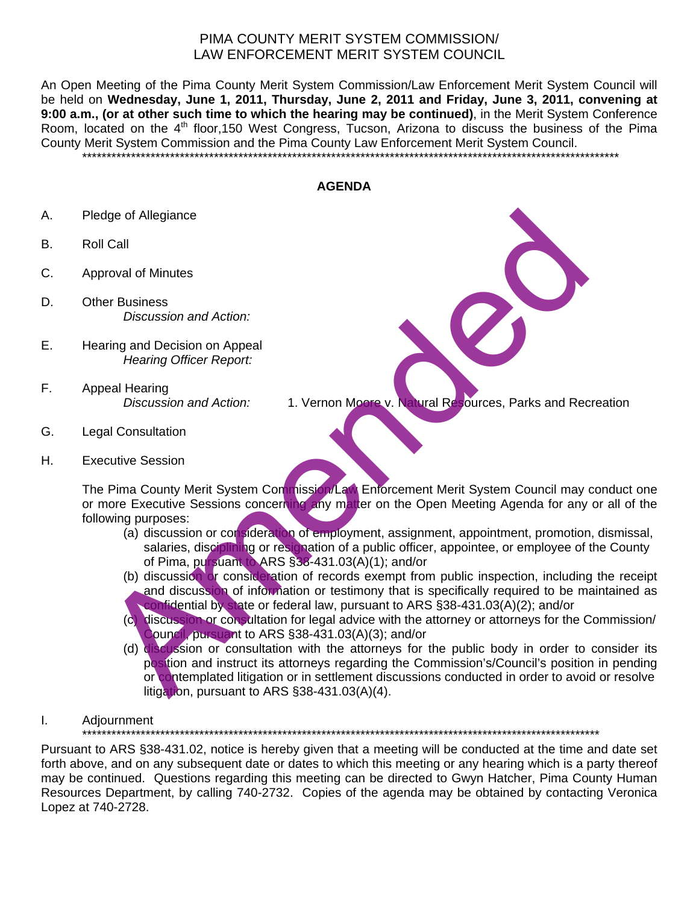# PIMA COUNTY MERIT SYSTEM COMMISSION/ LAW ENFORCEMENT MERIT SYSTEM COUNCIL

An Open Meeting of the Pima County Merit System Commission/Law Enforcement Merit System Council will be held on **Wednesday, June 1, 2011, Thursday, June 2, 2011 and Friday, June 3, 2011, convening at 9:00 a.m., (or at other such time to which the hearing may be continued)**, in the Merit System Conference Room, located on the 4th floor,150 West Congress, Tucson, Arizona to discuss the business of the Pima County Merit System Commission and the Pima County Law Enforcement Merit System Council.

*******************************************************************************************************************

## AGENDA

A. Pledge of Allegiance

B. Roll Call

C. Approval of Minutes

D. Other Business
*Discussion and Action:*

E. Hearing and Decision on Appeal
*Hearing Officer Report:*

F. Appeal Hearing
*Discussion and Action:* 1. Vernon Moore v. Natural Resources, Parks and Recreation

G. Legal Consultation

H. Executive Session

The Pima County Merit System Commission/Law Enforcement Merit System Council may conduct one or more Executive Sessions concerning any matter on the Open Meeting Agenda for any or all of the following purposes:

(a) discussion or consideration of employment, assignment, appointment, promotion, dismissal, salaries, disciplining or resignation of a public officer, appointee, or employee of the County of Pima, pursuant to ARS §38-431.03(A)(1); and/or

(b) discussion or consideration of records exempt from public inspection, including the receipt and discussion of information or testimony that is specifically required to be maintained as confidential by state or federal law, pursuant to ARS §38-431.03(A)(2); and/or

(c) discussion or consultation for legal advice with the attorney or attorneys for the Commission/ Council, pursuant to ARS §38-431.03(A)(3); and/or

(d) discussion or consultation with the attorneys for the public body in order to consider its position and instruct its attorneys regarding the Commission's/Council's position in pending or contemplated litigation or in settlement discussions conducted in order to avoid or resolve litigation, pursuant to ARS §38-431.03(A)(4).

I. Adjournment

*******************************************************************************************************************

Pursuant to ARS §38-431.02, notice is hereby given that a meeting will be conducted at the time and date set forth above, and on any subsequent date or dates to which this meeting or any hearing which is a party thereof may be continued. Questions regarding this meeting can be directed to Gwyn Hatcher, Pima County Human Resources Department, by calling 740-2732. Copies of the agenda may be obtained by contacting Veronica Lopez at 740-2728.

Amended